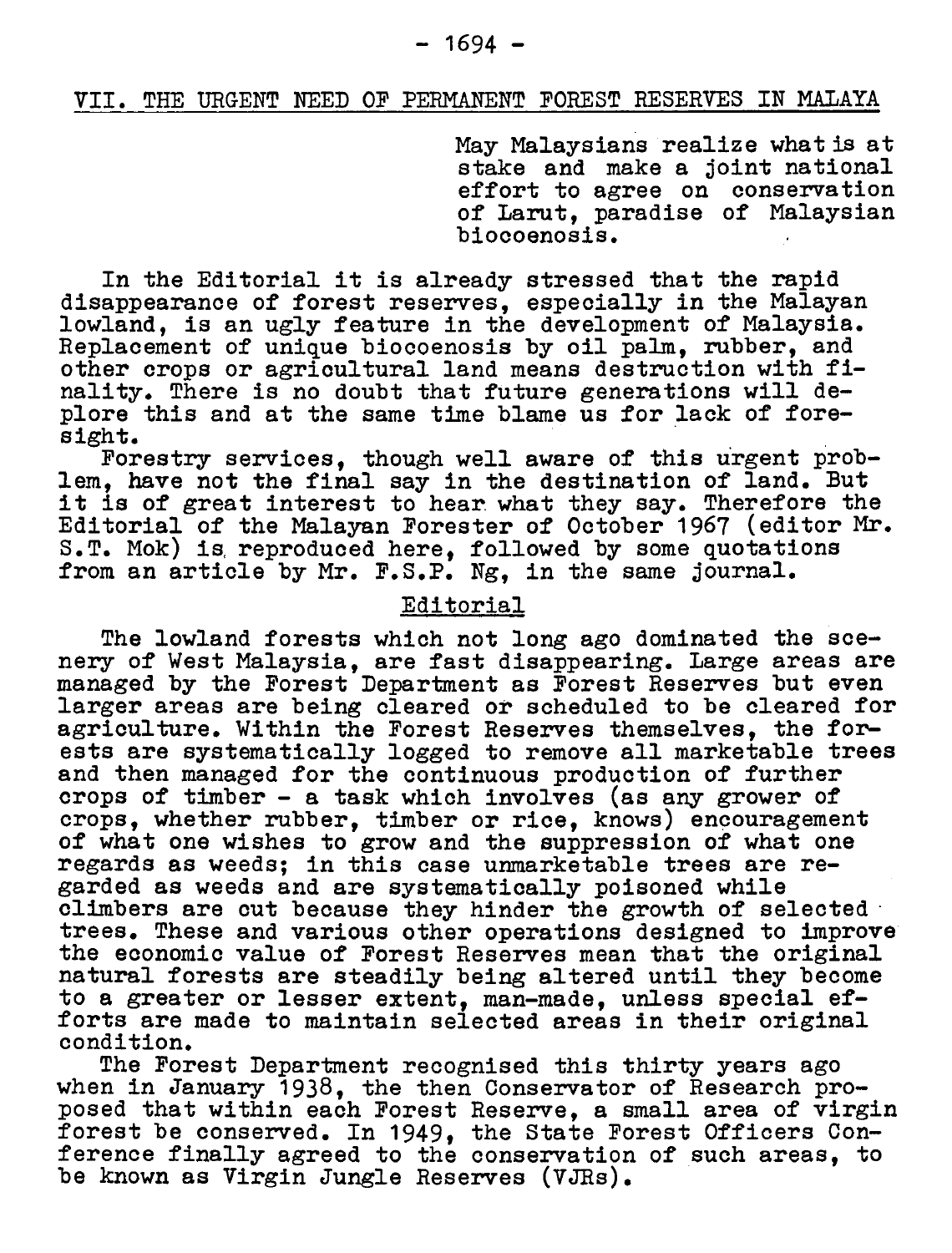## VII. THE URGENT NEED OF PERMANENT FOREST RESERVES IN MALAYA

> May Malaysians realize what is at stake and make a joint national effort to agree on conservation of Larut, paradise of Malaysian biocoenosis.

In the Editorial it is already stressed that the rapid disappearance of forest reserves, especially in the Malayan lowland, is an ugly feature in the development of Malaysia. Replacement of unique biocoenosis by oil palm, rubber, and other crops or agricultural land means destruction with finality. There is no doubt that future generations will deplore this and at the same time blame us for lack of foresight.

Forestry services, though well aware of this urgent problem, have not the final say in the destination of land. But it is of great interest to hear what they say. Therefore the Editorial of the Malayan Forester of October 1967 (editor Mr. S.T. Mok) is reproduced here, followed by some quotations from an article by Mr. F.S.P. Ng, in the same journal.

### Editorial

The lowland forests which not long ago dominated the scenery of West Malaysia, are fast disappearing. Large areas are managed by the Forest Department as Forest Reserves but even larger areas are being cleared or scheduled to be cleared for agriculture. Within the Forest Reserves themselves, the forests are systematically logged to remove all marketable trees and then managed for the continuous production of further crops of timber - a task which involves (as any grower of crops, whether rubber, timber or rice, knows) encouragement of what one wishes to grow and the suppression of what one regards as weeds; in this case unmarketable trees are regarded as weeds and are systematically poisoned while climbers are cut because they hinder the growth of selected trees. These and various other operations designed to improve the economic value of Forest Reserves mean that the original natural forests are steadily being altered until they become to a greater or lesser extent, man-made, unless special efforts are made to maintain selected areas in their original condition.

The Forest Department recognised this thirty years ago when in January 1938, the then Conservator of Research proposed that within each Forest Reserve, a small area of virgin forest be conserved. In 1949, the State Forest Officers Conference finally agreed to the conservation of such areas, to be known as Virgin Jungle Reserves (VJRs).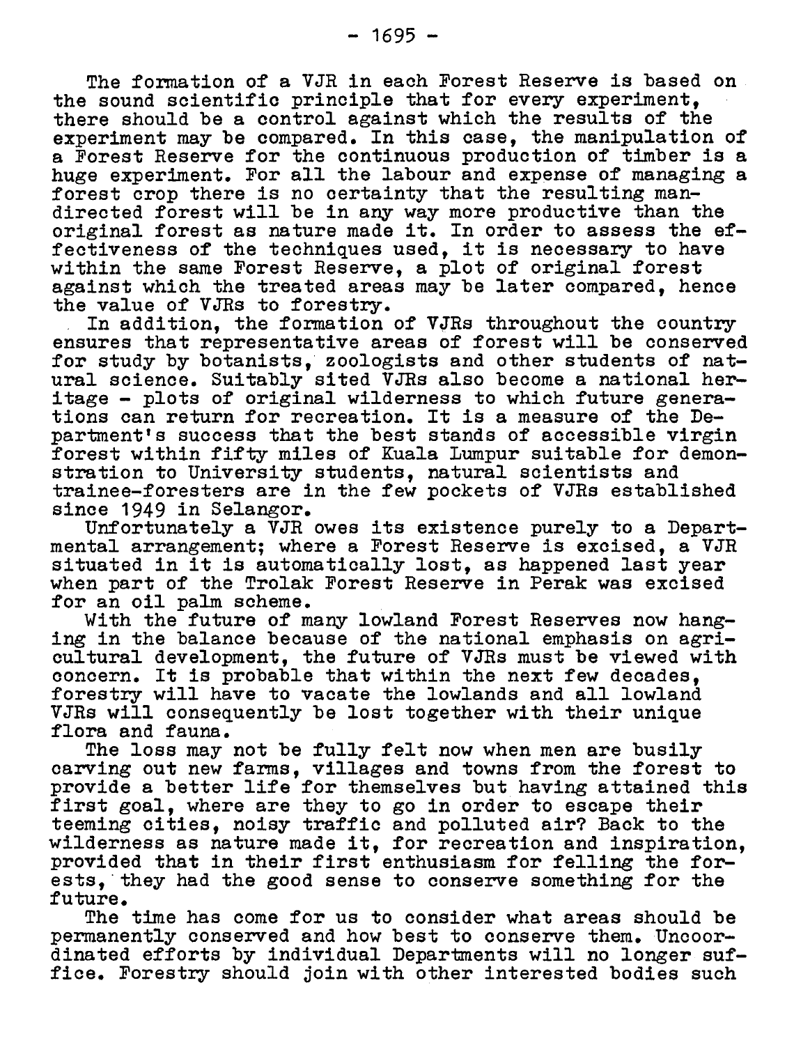The formation of a VJR in each Forest Reserve is based on the sound scientific principle that for every experiment, there should be a control against which the results of the experiment may be compared. In this case, the manipulation of a Forest Reserve for the continuous production of timber is a huge experiment. For all the labour and expense of managing a forest crop there is no certainty that the resulting man-directed forest will be in any way more productive than the original forest as nature made it. In order to assess the effectiveness of the techniques used, it is necessary to have within the same Forest Reserve, a plot of original forest against which the treated areas may be later compared, hence the value of VJRs to forestry.

In addition, the formation of VJRs throughout the country ensures that representative areas of forest will be conserved for study by botanists, zoologists and other students of natural science. Suitably sited VJRs also become a national heritage - plots of original wilderness to which future generations can return for recreation. It is a measure of the Department's success that the best stands of accessible virgin forest within fifty miles of Kuala Lumpur suitable for demonstration to University students, natural scientists and trainee-foresters are in the few pockets of VJRs established since 1949 in Selangor.

Unfortunately a VJR owes its existence purely to a Departmental arrangement; where a Forest Reserve is excised, a VJR situated in it is automatically lost, as happened last year when part of the Trolak Forest Reserve in Perak was excised for an oil palm scheme.

With the future of many lowland Forest Reserves now hanging in the balance because of the national emphasis on agricultural development, the future of VJRs must be viewed with concern. It is probable that within the next few decades, forestry will have to vacate the lowlands and all lowland VJRs will consequently be lost together with their unique flora and fauna.

The loss may not be fully felt now when men are busily carving out new farms, villages and towns from the forest to provide a better life for themselves but having attained this first goal, where are they to go in order to escape their teeming cities, noisy traffic and polluted air? Back to the wilderness as nature made it, for recreation and inspiration, provided that in their first enthusiasm for felling the forests, they had the good sense to conserve something for the future.

The time has come for us to consider what areas should be permanently conserved and how best to conserve them. Uncoordinated efforts by individual Departments will no longer suffice. Forestry should join with other interested bodies such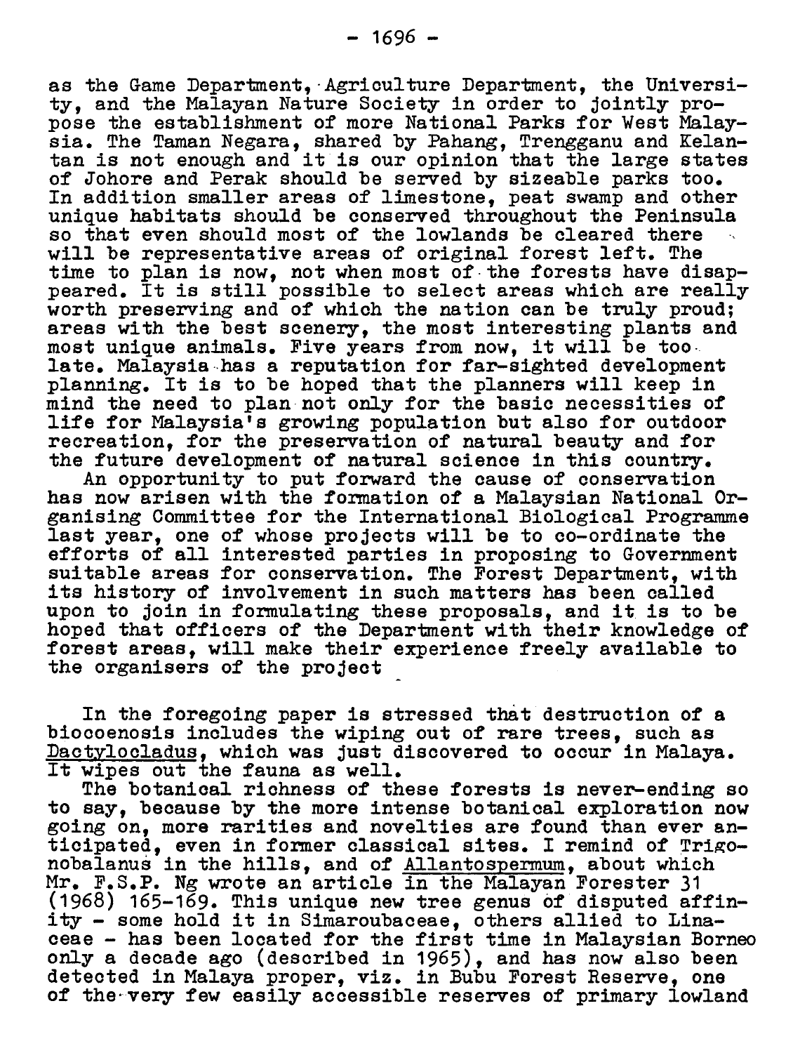as the Game Department, Agriculture Department, the University, and the Malayan Nature Society in order to jointly propose the establishment of more National Parks for West Malaysia. The Taman Negara, shared by Pahang, Trengganu and Kelantan is not enough and it is our opinion that the large states of Johore and Perak should be served by sizeable parks too. In addition smaller areas of limestone, peat swamp and other unique habitats should be conserved throughout the Peninsula so that even should most of the lowlands be cleared there will be representative areas of original forest left. The time to plan is now, not when most of the forests have disappeared. It is still possible to select areas which are really worth preserving and of which the nation can be truly proud; areas with the best scenery, the most interesting plants and most unique animals. Five years from now, it will be too late. Malaysia has a reputation for far-sighted development planning. It is to be hoped that the planners will keep in mind the need to plan not only for the basic necessities of life for Malaysia's growing population but also for outdoor recreation, for the preservation of natural beauty and for the future development of natural science in this country.

An opportunity to put forward the cause of conservation has now arisen with the formation of a Malaysian National Organising Committee for the International Biological Programme last year, one of whose projects will be to co-ordinate the efforts of all interested parties in proposing to Government suitable areas for conservation. The Forest Department, with its history of involvement in such matters has been called upon to join in formulating these proposals, and it is to be hoped that officers of the Department with their knowledge of forest areas, will make their experience freely available to the organisers of the project

In the foregoing paper is stressed that destruction of a biocoenosis includes the wiping out of rare trees, such as _Dactylocladus_, which was just discovered to occur in Malaya. It wipes out the fauna as well.

The botanical richness of these forests is never-ending so to say, because by the more intense botanical exploration now going on, more rarities and novelties are found than ever anticipated, even in former classical sites. I remind of Trigonobalanus in the hills, and of _Allantospermum_, about which Mr. F.S.P. Ng wrote an article in the Malayan Forester 31 (1968) 165-169. This unique new tree genus of disputed affinity - some hold it in Simaroubaceae, others allied to Linaceae - has been located for the first time in Malaysian Borneo only a decade ago (described in 1965), and has now also been detected in Malaya proper, viz. in Bubu Forest Reserve, one of the very few easily accessible reserves of primary lowland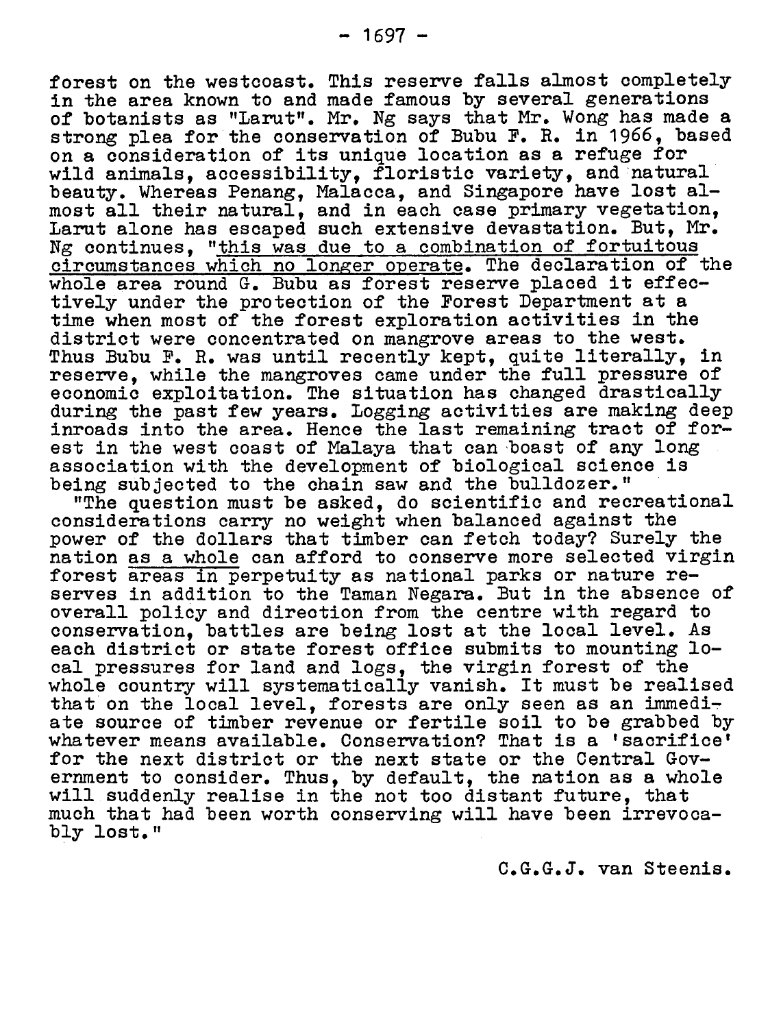forest on the westcoast. This reserve falls almost completely in the area known to and made famous by several generations of botanists as "Larut". Mr. Ng says that Mr. Wong has made a strong plea for the conservation of Bubu F. R. in 1966, based on a consideration of its unique location as a refuge for wild animals, accessibility, floristic variety, and natural beauty. Whereas Penang, Malacca, and Singapore have lost almost all their natural, and in each case primary vegetation, Larut alone has escaped such extensive devastation. But, Mr. Ng continues, "<u>this was due to a combination of fortuitous circumstances which no longer operate</u>. The declaration of the whole area round G. Bubu as forest reserve placed it effectively under the protection of the Forest Department at a time when most of the forest exploration activities in the district were concentrated on mangrove areas to the west. Thus Bubu F. R. was until recently kept, quite literally, in reserve, while the mangroves came under the full pressure of economic exploitation. The situation has changed drastically during the past few years. Logging activities are making deep inroads into the area. Hence the last remaining tract of forest in the west coast of Malaya that can boast of any long association with the development of biological science is being subjected to the chain saw and the bulldozer."

"The question must be asked, do scientific and recreational considerations carry no weight when balanced against the power of the dollars that timber can fetch today? Surely the nation <u>as a whole</u> can afford to conserve more selected virgin forest areas in perpetuity as national parks or nature reserves in addition to the Taman Negara. But in the absence of overall policy and direction from the centre with regard to conservation, battles are being lost at the local level. As each district or state forest office submits to mounting local pressures for land and logs, the virgin forest of the whole country will systematically vanish. It must be realised that on the local level, forests are only seen as an immediate source of timber revenue or fertile soil to be grabbed by whatever means available. Conservation? That is a 'sacrifice' for the next district or the next state or the Central Government to consider. Thus, by default, the nation as a whole will suddenly realise in the not too distant future, that much that had been worth conserving will have been irrevocably lost."

C.G.G.J. van Steenis.